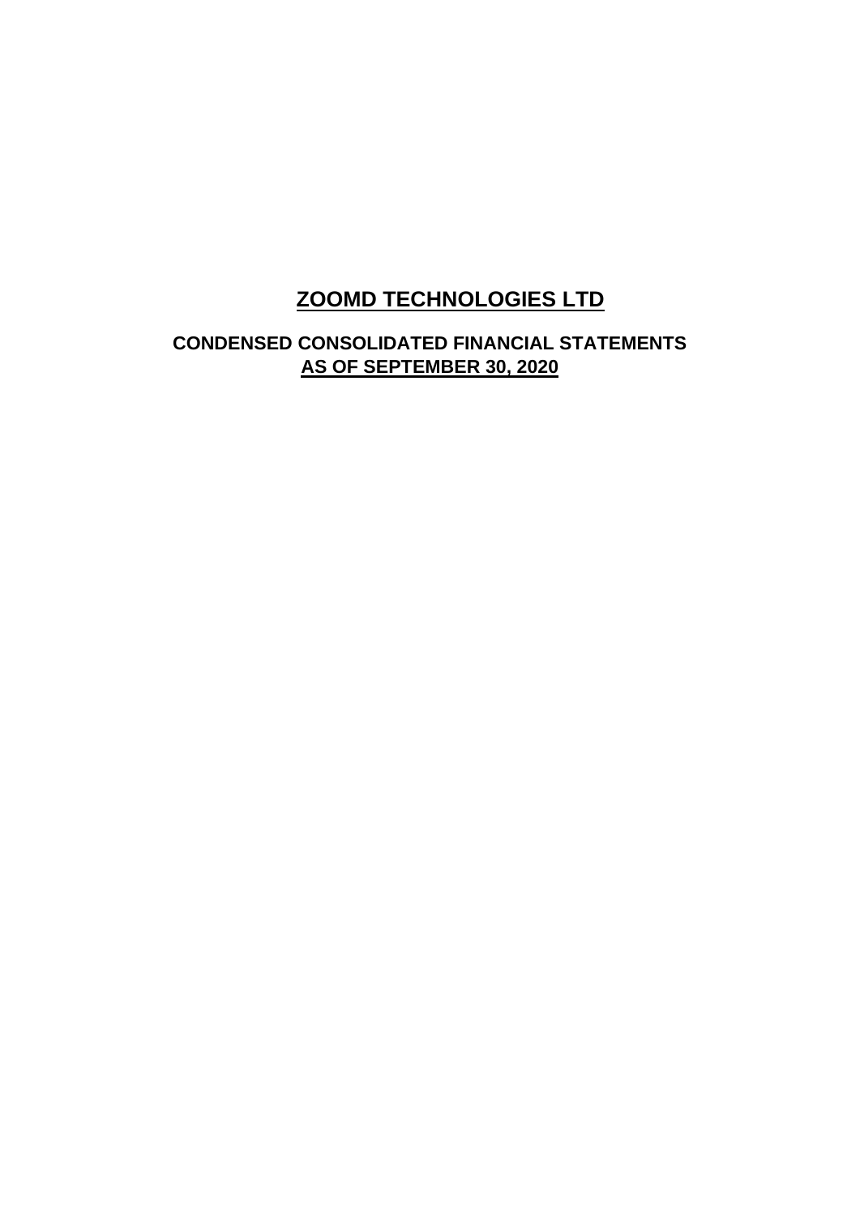# ZOOMD TECHNOLOGIES LTD

## CONDENSED CONSOLIDATED FINANCIAL STATEMENTS
## AS OF SEPTEMBER 30, 2020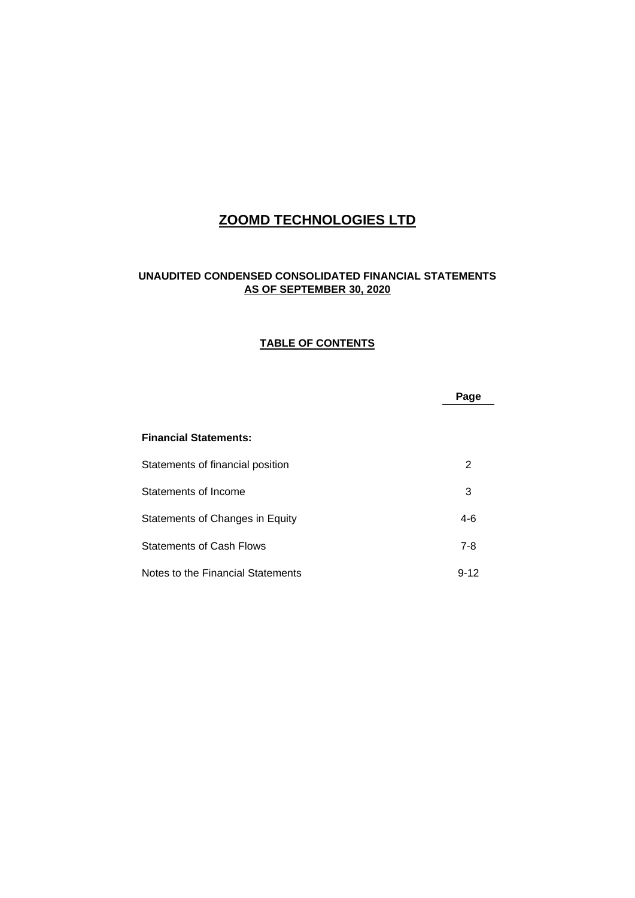# ZOOMD TECHNOLOGIES LTD

## UNAUDITED CONDENSED CONSOLIDATED FINANCIAL STATEMENTS AS OF SEPTEMBER 30, 2020

### TABLE OF CONTENTS

| | Page |
|---|---|
| **Financial Statements:** | |
| Statements of financial position | 2 |
| Statements of Income | 3 |
| Statements of Changes in Equity | 4-6 |
| Statements of Cash Flows | 7-8 |
| Notes to the Financial Statements | 9-12 |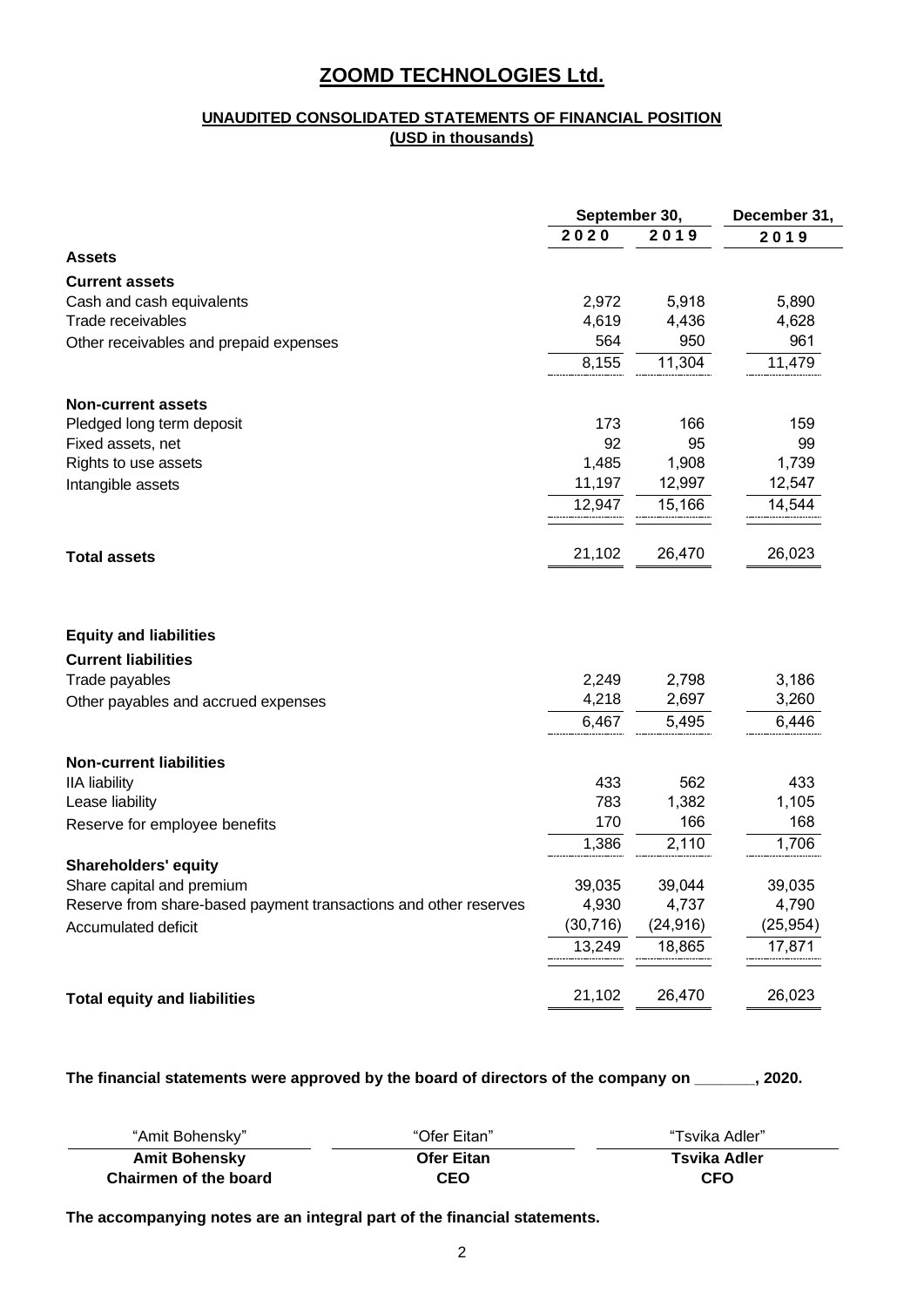# ZOOMD TECHNOLOGIES Ltd.

## UNAUDITED CONSOLIDATED STATEMENTS OF FINANCIAL POSITION

**(USD in thousands)**

| | September 30, | | December 31, |
|---|---|---|---|
| | 2020 | 2019 | 2019 |
| **Assets** | | | |
| **Current assets** | | | |
| Cash and cash equivalents | 2,972 | 5,918 | 5,890 |
| Trade receivables | 4,619 | 4,436 | 4,628 |
| Other receivables and prepaid expenses | 564 | 950 | 961 |
| | 8,155 | 11,304 | 11,479 |
| **Non-current assets** | | | |
| Pledged long term deposit | 173 | 166 | 159 |
| Fixed assets, net | 92 | 95 | 99 |
| Rights to use assets | 1,485 | 1,908 | 1,739 |
| Intangible assets | 11,197 | 12,997 | 12,547 |
| | 12,947 | 15,166 | 14,544 |
| **Total assets** | 21,102 | 26,470 | 26,023 |
| **Equity and liabilities** | | | |
| **Current liabilities** | | | |
| Trade payables | 2,249 | 2,798 | 3,186 |
| Other payables and accrued expenses | 4,218 | 2,697 | 3,260 |
| | 6,467 | 5,495 | 6,446 |
| **Non-current liabilities** | | | |
| IIA liability | 433 | 562 | 433 |
| Lease liability | 783 | 1,382 | 1,105 |
| Reserve for employee benefits | 170 | 166 | 168 |
| | 1,386 | 2,110 | 1,706 |
| **Shareholders' equity** | | | |
| Share capital and premium | 39,035 | 39,044 | 39,035 |
| Reserve from share-based payment transactions and other reserves | 4,930 | 4,737 | 4,790 |
| Accumulated deficit | (30,716) | (24,916) | (25,954) |
| | 13,249 | 18,865 | 17,871 |
| **Total equity and liabilities** | 21,102 | 26,470 | 26,023 |

**The financial statements were approved by the board of directors of the company on _______, 2020.**

| "Amit Bohensky" | "Ofer Eitan" | "Tsvika Adler" |
|---|---|---|
| **Amit Bohensky** | **Ofer Eitan** | **Tsvika Adler** |
| **Chairmen of the board** | **CEO** | **CFO** |

**The accompanying notes are an integral part of the financial statements.**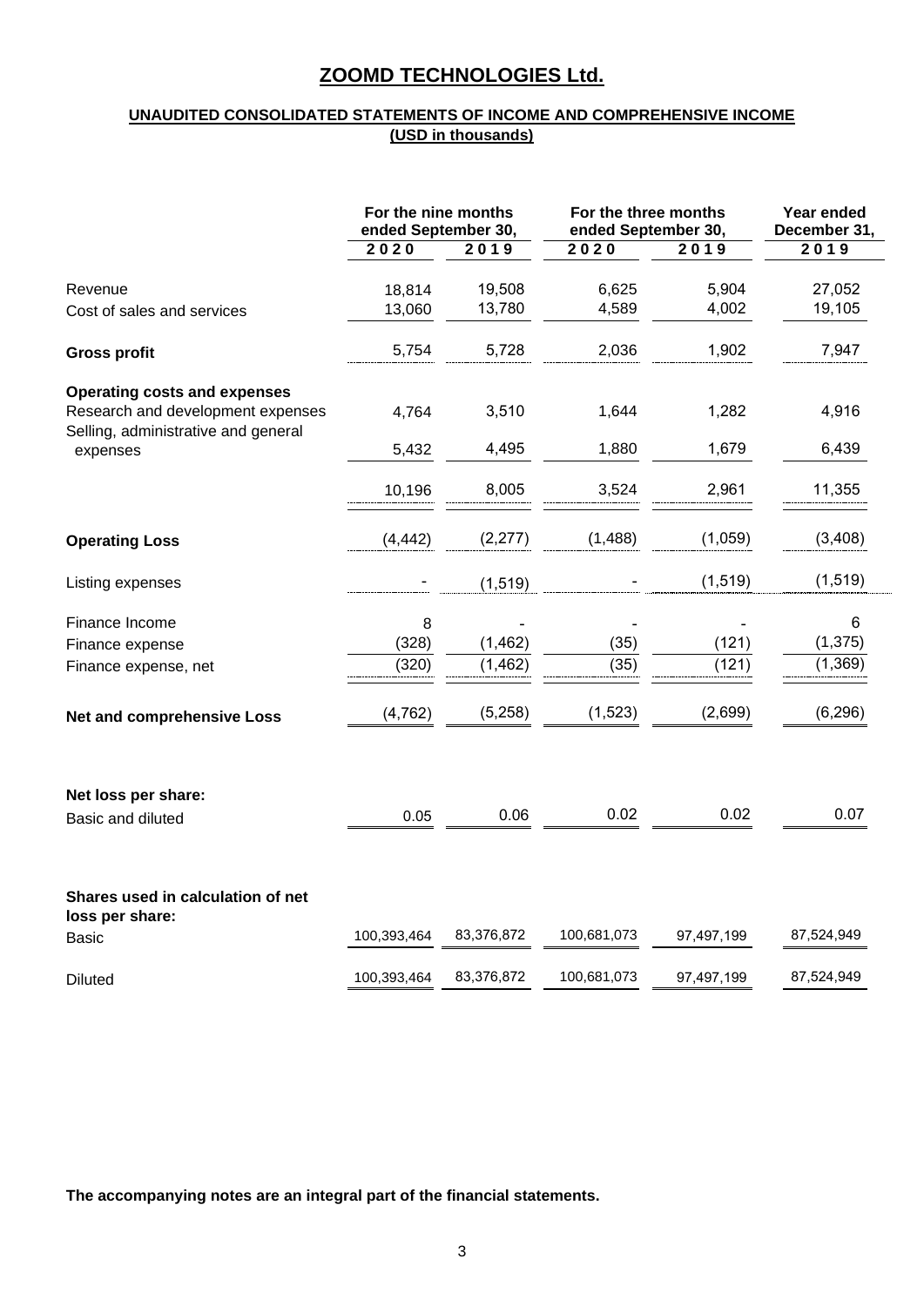# ZOOMD TECHNOLOGIES Ltd.

## UNAUDITED CONSOLIDATED STATEMENTS OF INCOME AND COMPREHENSIVE INCOME

**(USD in thousands)**

| | For the nine months ended September 30, | | For the three months ended September 30, | | Year ended December 31, |
|---|---|---|---|---|---|
| | 2020 | 2019 | 2020 | 2019 | 2019 |
| Revenue | 18,814 | 19,508 | 6,625 | 5,904 | 27,052 |
| Cost of sales and services | 13,060 | 13,780 | 4,589 | 4,002 | 19,105 |
| **Gross profit** | 5,754 | 5,728 | 2,036 | 1,902 | 7,947 |
| **Operating costs and expenses** | | | | | |
| Research and development expenses | 4,764 | 3,510 | 1,644 | 1,282 | 4,916 |
| Selling, administrative and general expenses | 5,432 | 4,495 | 1,880 | 1,679 | 6,439 |
| | 10,196 | 8,005 | 3,524 | 2,961 | 11,355 |
| **Operating Loss** | (4,442) | (2,277) | (1,488) | (1,059) | (3,408) |
| Listing expenses | - | (1,519) | - | (1,519) | (1,519) |
| Finance Income | 8 | - | - | - | 6 |
| Finance expense | (328) | (1,462) | (35) | (121) | (1,375) |
| Finance expense, net | (320) | (1,462) | (35) | (121) | (1,369) |
| **Net and comprehensive Loss** | (4,762) | (5,258) | (1,523) | (2,699) | (6,296) |
| **Net loss per share:** | | | | | |
| Basic and diluted | 0.05 | 0.06 | 0.02 | 0.02 | 0.07 |
| **Shares used in calculation of net loss per share:** | | | | | |
| Basic | 100,393,464 | 83,376,872 | 100,681,073 | 97,497,199 | 87,524,949 |
| Diluted | 100,393,464 | 83,376,872 | 100,681,073 | 97,497,199 | 87,524,949 |

**The accompanying notes are an integral part of the financial statements.**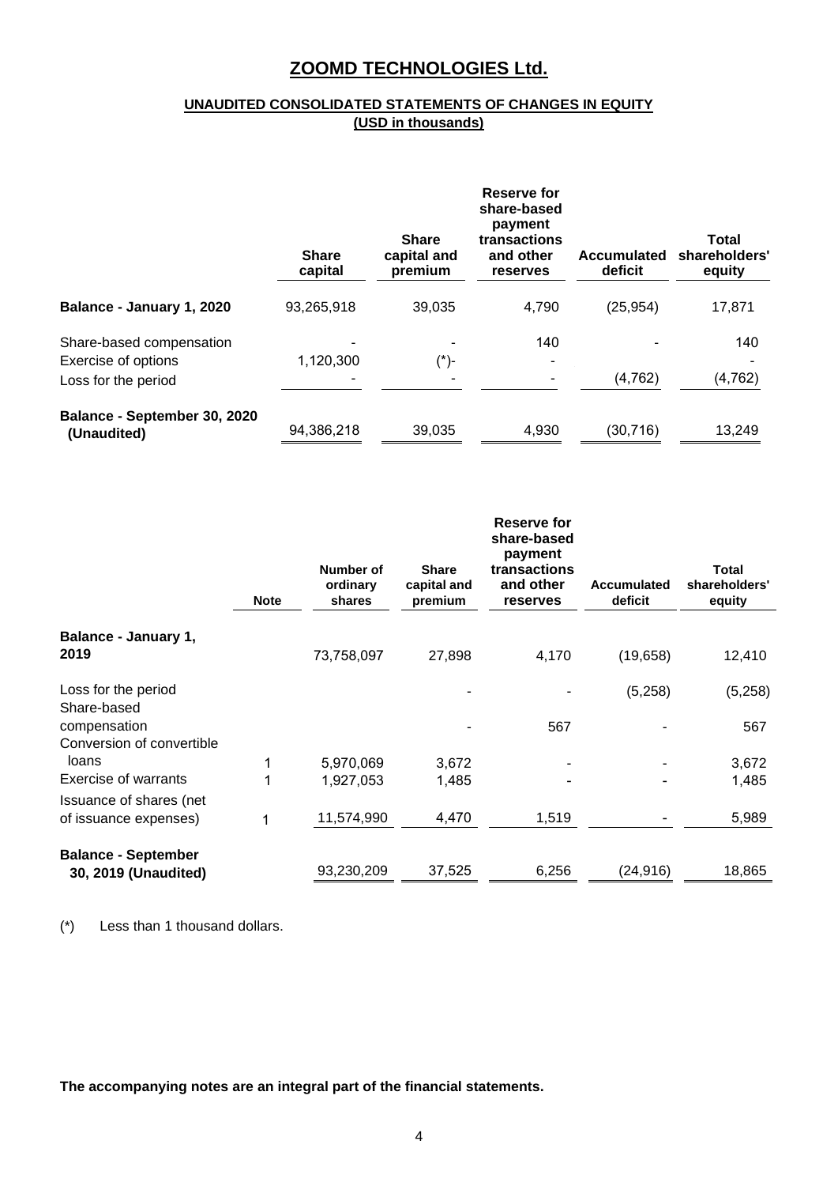# ZOOMD TECHNOLOGIES Ltd.

## UNAUDITED CONSOLIDATED STATEMENTS OF CHANGES IN EQUITY

**(USD in thousands)**

| | Share capital | Share capital and premium | Reserve for share-based payment transactions and other reserves | Accumulated deficit | Total shareholders' equity |
|---|---|---|---|---|---|
| **Balance - January 1, 2020** | 93,265,918 | 39,035 | 4,790 | (25,954) | 17,871 |
| Share-based compensation | - | - | 140 | - | 140 |
| Exercise of options | 1,120,300 | (*)- | - | | - |
| Loss for the period | - | - | - | (4,762) | (4,762) |
| **Balance - September 30, 2020 (Unaudited)** | 94,386,218 | 39,035 | 4,930 | (30,716) | 13,249 |

| | Note | Number of ordinary shares | Share capital and premium | Reserve for share-based payment transactions and other reserves | Accumulated deficit | Total shareholders' equity |
|---|---|---|---|---|---|---|
| **Balance - January 1, 2019** | | 73,758,097 | 27,898 | 4,170 | (19,658) | 12,410 |
| Loss for the period | | | - | - | (5,258) | (5,258) |
| Share-based compensation | | | - | 567 | - | 567 |
| Conversion of convertible loans | 1 | 5,970,069 | 3,672 | - | - | 3,672 |
| Exercise of warrants | 1 | 1,927,053 | 1,485 | - | - | 1,485 |
| Issuance of shares (net of issuance expenses) | 1 | 11,574,990 | 4,470 | 1,519 | - | 5,989 |
| **Balance - September 30, 2019 (Unaudited)** | | 93,230,209 | 37,525 | 6,256 | (24,916) | 18,865 |

(*) Less than 1 thousand dollars.

**The accompanying notes are an integral part of the financial statements.**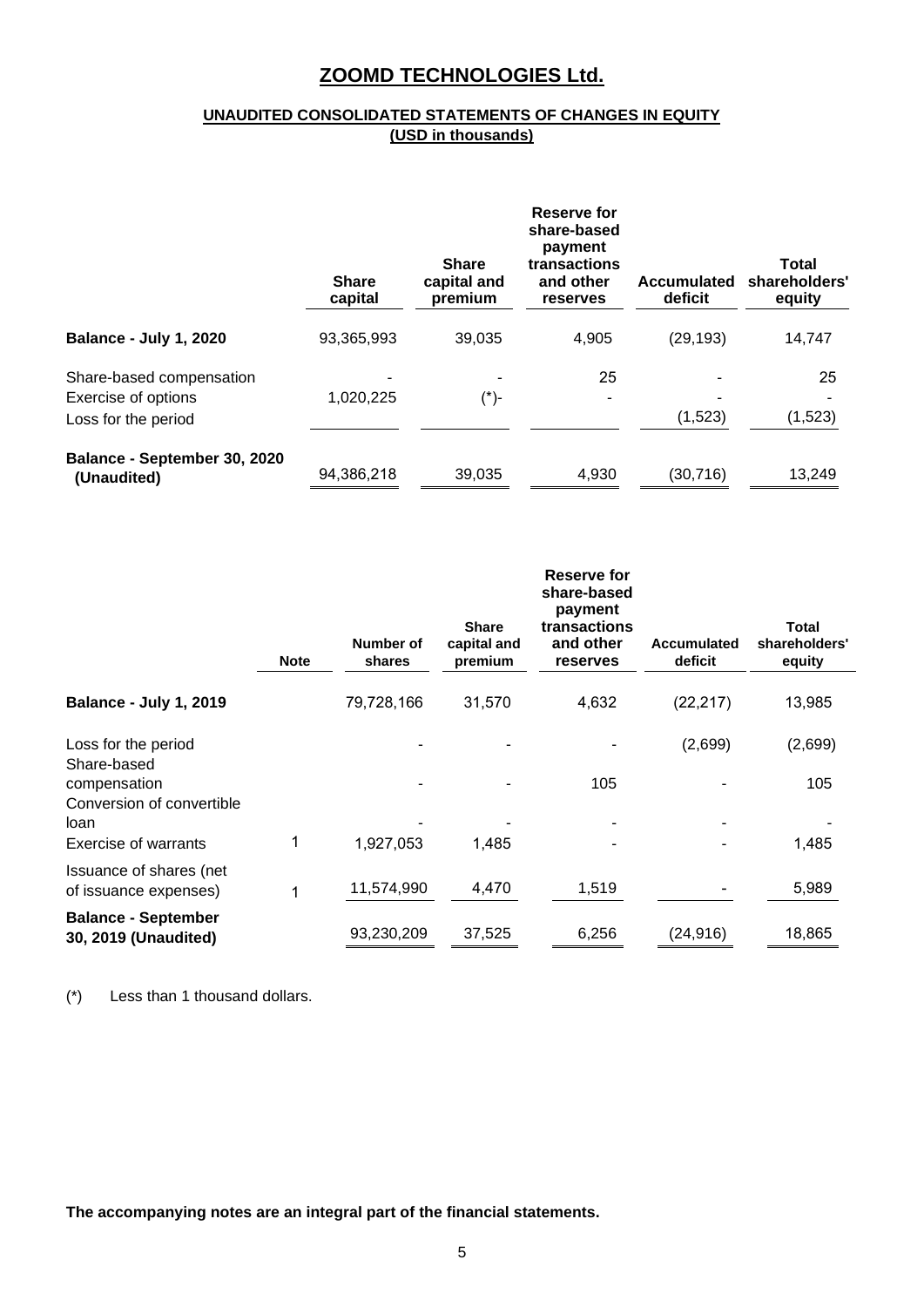# ZOOMD TECHNOLOGIES Ltd.

## UNAUDITED CONSOLIDATED STATEMENTS OF CHANGES IN EQUITY

**(USD in thousands)**

| | Share capital | Share capital and premium | Reserve for share-based payment transactions and other reserves | Accumulated deficit | Total shareholders' equity |
|---|---|---|---|---|---|
| **Balance - July 1, 2020** | 93,365,993 | 39,035 | 4,905 | (29,193) | 14,747 |
| Share-based compensation | - | - | 25 | - | 25 |
| Exercise of options | 1,020,225 | (*)- | - | - | - |
| Loss for the period | | | | (1,523) | (1,523) |
| **Balance - September 30, 2020 (Unaudited)** | 94,386,218 | 39,035 | 4,930 | (30,716) | 13,249 |

| | Note | Number of shares | Share capital and premium | Reserve for share-based payment transactions and other reserves | Accumulated deficit | Total shareholders' equity |
|---|---|---|---|---|---|---|
| **Balance - July 1, 2019** | | 79,728,166 | 31,570 | 4,632 | (22,217) | 13,985 |
| Loss for the period | | - | - | - | (2,699) | (2,699) |
| Share-based compensation | | - | - | 105 | - | 105 |
| Conversion of convertible loan | | - | - | - | - | - |
| Exercise of warrants | 1 | 1,927,053 | 1,485 | - | - | 1,485 |
| Issuance of shares (net of issuance expenses) | 1 | 11,574,990 | 4,470 | 1,519 | - | 5,989 |
| **Balance - September 30, 2019 (Unaudited)** | | 93,230,209 | 37,525 | 6,256 | (24,916) | 18,865 |

(*) Less than 1 thousand dollars.

**The accompanying notes are an integral part of the financial statements.**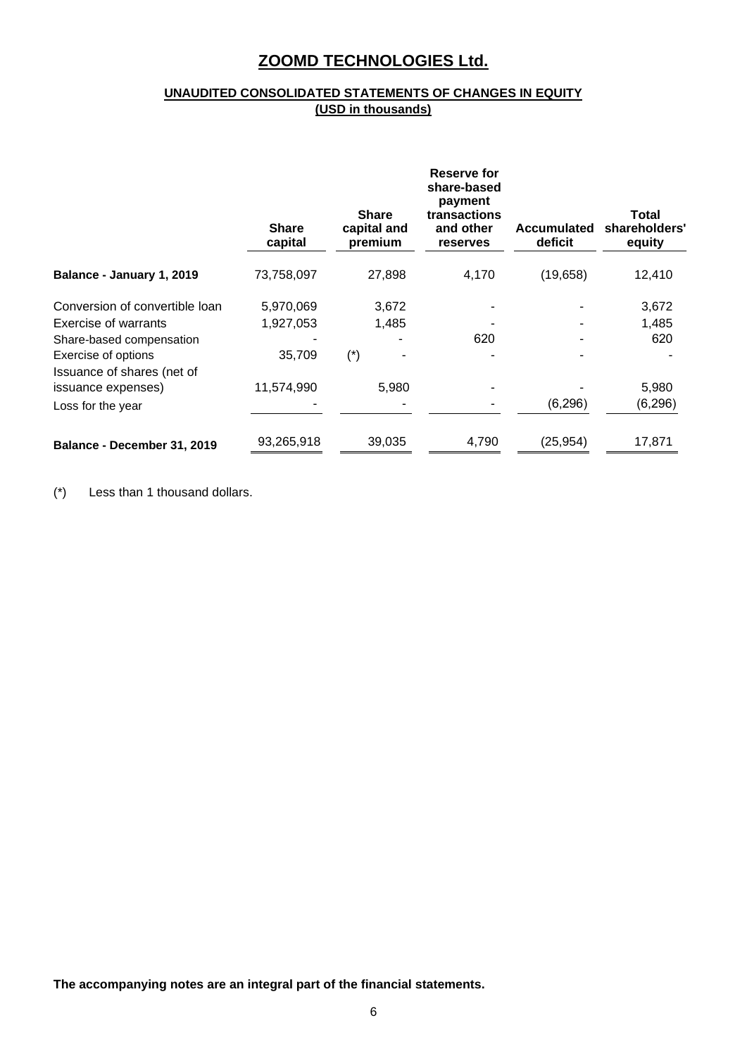# ZOOMD TECHNOLOGIES Ltd.

## UNAUDITED CONSOLIDATED STATEMENTS OF CHANGES IN EQUITY
### (USD in thousands)

| | Share capital | Share capital and premium | Reserve for share-based payment transactions and other reserves | Accumulated deficit | Total shareholders' equity |
|---|---|---|---|---|---|
| **Balance - January 1, 2019** | 73,758,097 | 27,898 | 4,170 | (19,658) | 12,410 |
| Conversion of convertible loan | 5,970,069 | 3,672 | - | - | 3,672 |
| Exercise of warrants | 1,927,053 | 1,485 | - | - | 1,485 |
| Share-based compensation | - | - | 620 | - | 620 |
| Exercise of options | 35,709 | (*) - | - | - | - |
| Issuance of shares (net of issuance expenses) | 11,574,990 | 5,980 | - | - | 5,980 |
| Loss for the year | - | - | - | (6,296) | (6,296) |
| **Balance - December 31, 2019** | 93,265,918 | 39,035 | 4,790 | (25,954) | 17,871 |

(*) Less than 1 thousand dollars.

**The accompanying notes are an integral part of the financial statements.**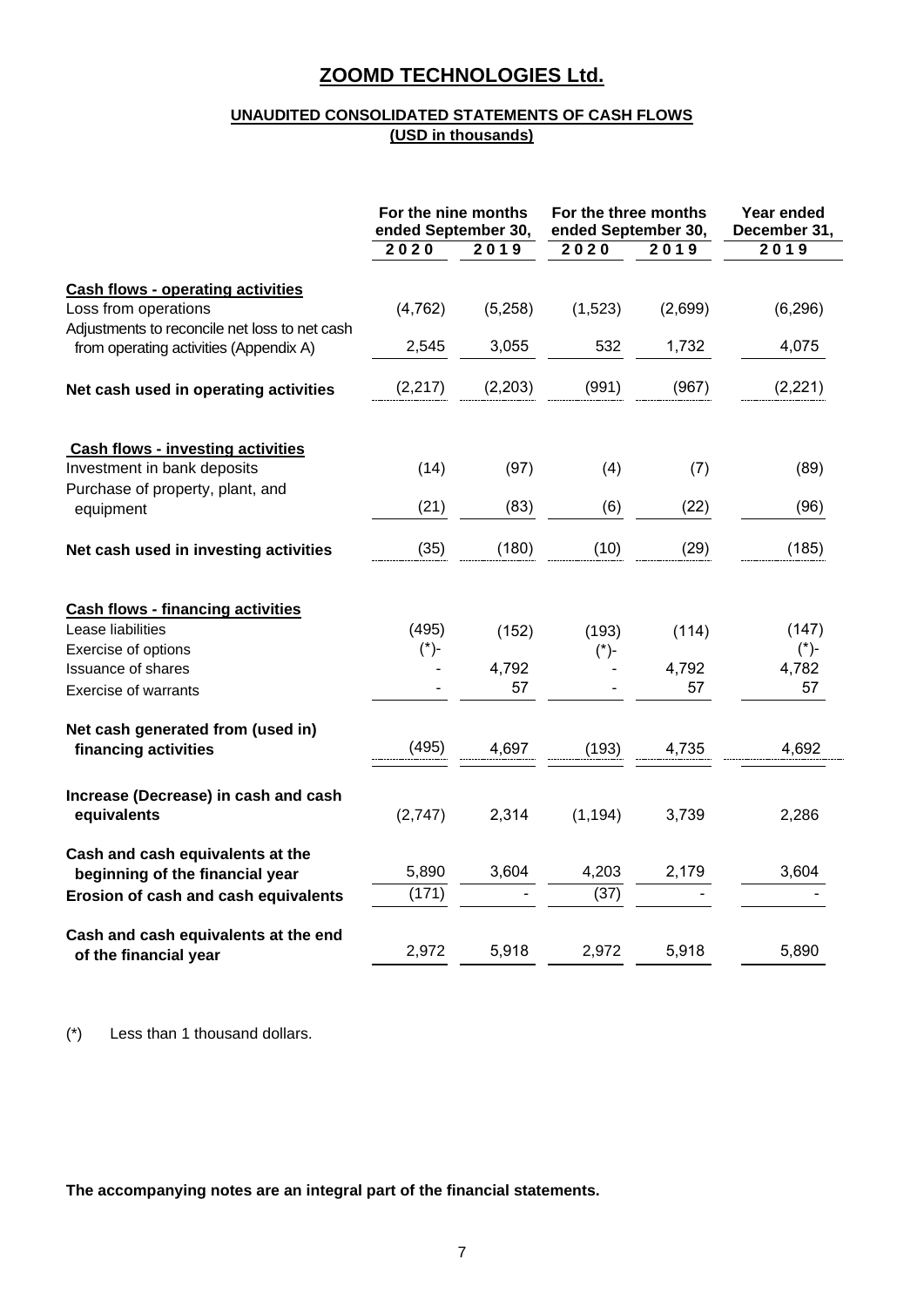# ZOOMD TECHNOLOGIES Ltd.

## UNAUDITED CONSOLIDATED STATEMENTS OF CASH FLOWS
**(USD in thousands)**

| | For the nine months ended September 30, | | For the three months ended September 30, | | Year ended December 31, |
|---|---|---|---|---|---|
| | **2020** | **2019** | **2020** | **2019** | **2019** |
| **Cash flows - operating activities** | | | | | |
| Loss from operations | (4,762) | (5,258) | (1,523) | (2,699) | (6,296) |
| Adjustments to reconcile net loss to net cash from operating activities (Appendix A) | 2,545 | 3,055 | 532 | 1,732 | 4,075 |
| **Net cash used in operating activities** | (2,217) | (2,203) | (991) | (967) | (2,221) |
| **Cash flows - investing activities** | | | | | |
| Investment in bank deposits | (14) | (97) | (4) | (7) | (89) |
| Purchase of property, plant, and equipment | (21) | (83) | (6) | (22) | (96) |
| **Net cash used in investing activities** | (35) | (180) | (10) | (29) | (185) |
| **Cash flows - financing activities** | | | | | |
| Lease liabilities | (495) | (152) | (193) | (114) | (147) |
| Exercise of options | (*)- | | (*)- | | (*)- |
| Issuance of shares | - | 4,792 | - | 4,792 | 4,782 |
| Exercise of warrants | - | 57 | - | 57 | 57 |
| **Net cash generated from (used in) financing activities** | (495) | 4,697 | (193) | 4,735 | 4,692 |
| **Increase (Decrease) in cash and cash equivalents** | (2,747) | 2,314 | (1,194) | 3,739 | 2,286 |
| **Cash and cash equivalents at the beginning of the financial year** | 5,890 | 3,604 | 4,203 | 2,179 | 3,604 |
| **Erosion of cash and cash equivalents** | (171) | - | (37) | - | - |
| **Cash and cash equivalents at the end of the financial year** | 2,972 | 5,918 | 2,972 | 5,918 | 5,890 |

(*) Less than 1 thousand dollars.

**The accompanying notes are an integral part of the financial statements.**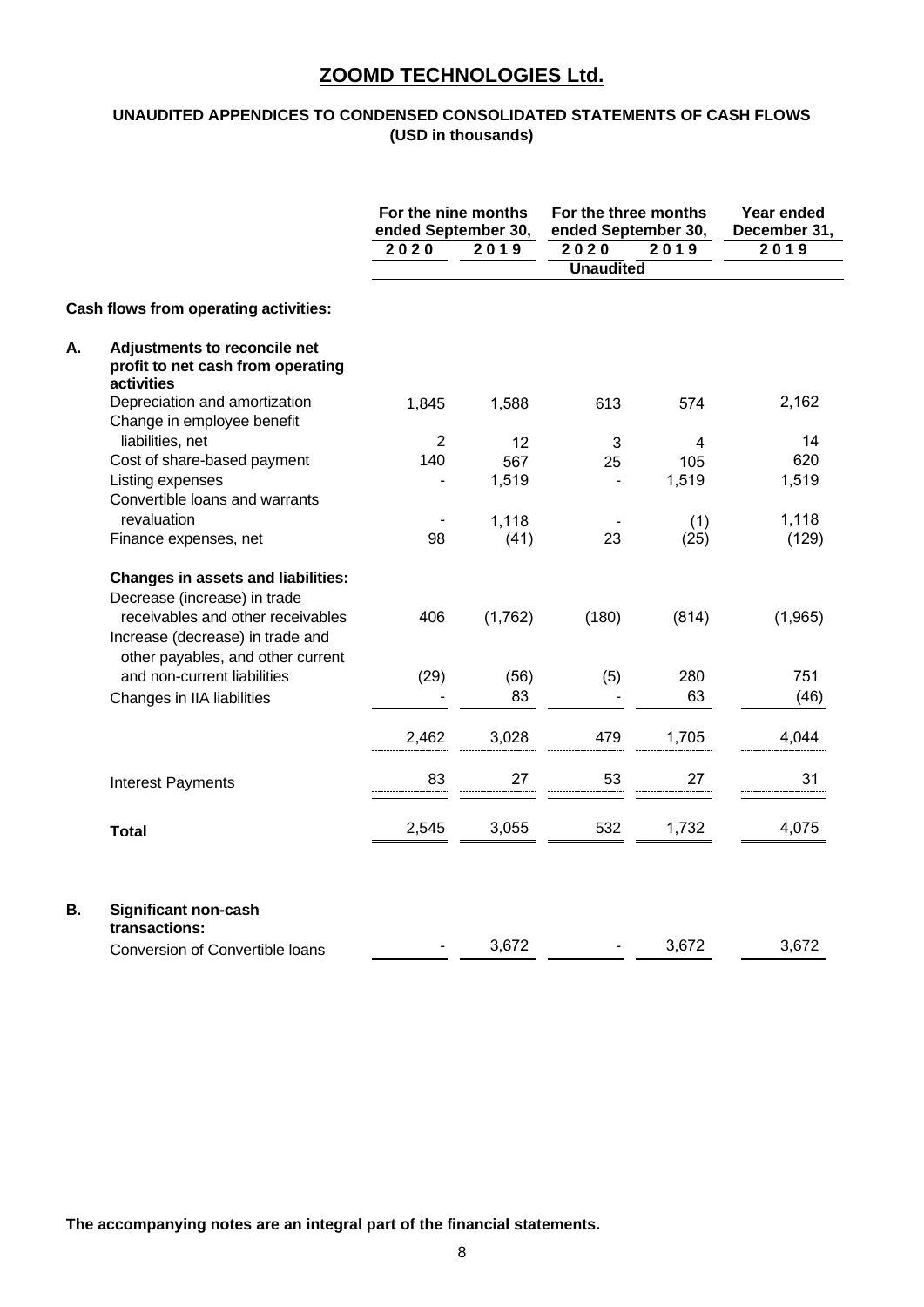# ZOOMD TECHNOLOGIES Ltd.

### UNAUDITED APPENDICES TO CONDENSED CONSOLIDATED STATEMENTS OF CASH FLOWS
### (USD in thousands)

| | | For the nine months ended September 30, | | For the three months ended September 30, | | Year ended December 31, |
|---|---|---|---|---|---|---|
| | | 2020 | 2019 | 2020 | 2019 | 2019 |
| | | | | Unaudited | | |
| | **Cash flows from operating activities:** | | | | | |
| **A.** | **Adjustments to reconcile net profit to net cash from operating activities** | | | | | |
| | Depreciation and amortization | 1,845 | 1,588 | 613 | 574 | 2,162 |
| | Change in employee benefit liabilities, net | 2 | 12 | 3 | 4 | 14 |
| | Cost of share-based payment | 140 | 567 | 25 | 105 | 620 |
| | Listing expenses | - | 1,519 | - | 1,519 | 1,519 |
| | Convertible loans and warrants revaluation | - | 1,118 | - | (1) | 1,118 |
| | Finance expenses, net | 98 | (41) | 23 | (25) | (129) |
| | **Changes in assets and liabilities:** | | | | | |
| | Decrease (increase) in trade receivables and other receivables | 406 | (1,762) | (180) | (814) | (1,965) |
| | Increase (decrease) in trade and other payables, and other current and non-current liabilities | (29) | (56) | (5) | 280 | 751 |
| | Changes in IIA liabilities | - | 83 | - | 63 | (46) |
| | | 2,462 | 3,028 | 479 | 1,705 | 4,044 |
| | Interest Payments | 83 | 27 | 53 | 27 | 31 |
| | **Total** | 2,545 | 3,055 | 532 | 1,732 | 4,075 |
| **B.** | **Significant non-cash transactions:** | | | | | |
| | Conversion of Convertible loans | - | 3,672 | - | 3,672 | 3,672 |

**The accompanying notes are an integral part of the financial statements.**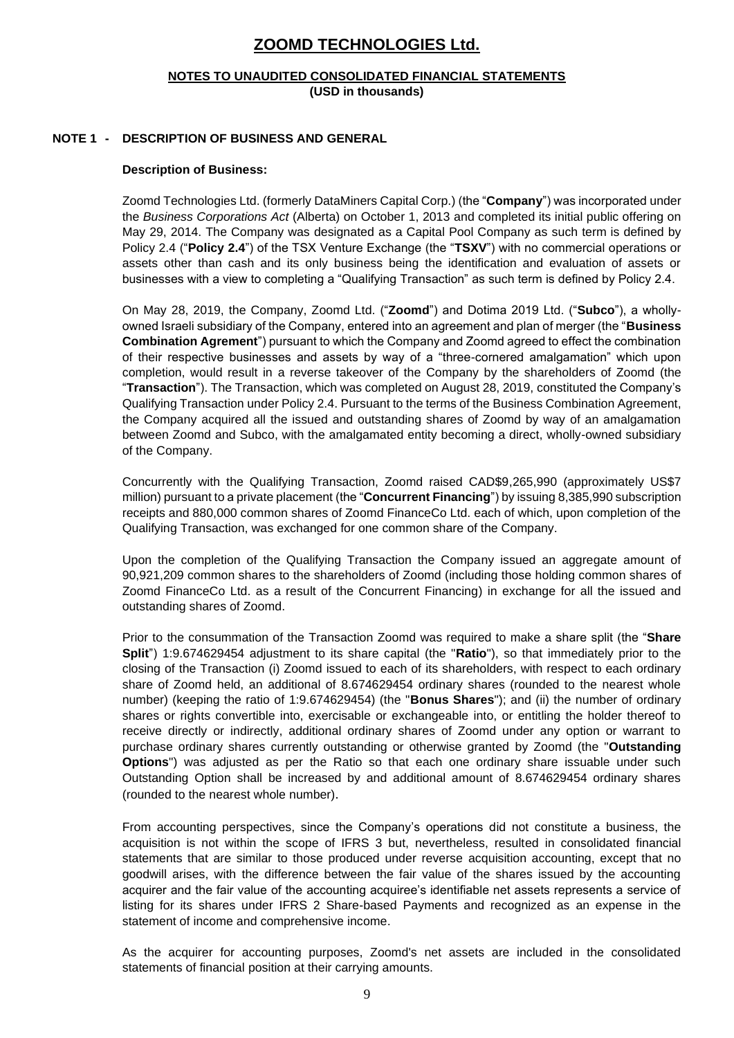# ZOOMD TECHNOLOGIES Ltd.

**NOTES TO UNAUDITED CONSOLIDATED FINANCIAL STATEMENTS**
**(USD in thousands)**

## NOTE 1 - DESCRIPTION OF BUSINESS AND GENERAL

### Description of Business:

Zoomd Technologies Ltd. (formerly DataMiners Capital Corp.) (the "**Company**") was incorporated under the *Business Corporations Act* (Alberta) on October 1, 2013 and completed its initial public offering on May 29, 2014. The Company was designated as a Capital Pool Company as such term is defined by Policy 2.4 ("**Policy 2.4**") of the TSX Venture Exchange (the "**TSXV**") with no commercial operations or assets other than cash and its only business being the identification and evaluation of assets or businesses with a view to completing a "Qualifying Transaction" as such term is defined by Policy 2.4.

On May 28, 2019, the Company, Zoomd Ltd. ("**Zoomd**") and Dotima 2019 Ltd. ("**Subco**"), a wholly-owned Israeli subsidiary of the Company, entered into an agreement and plan of merger (the "**Business Combination Agrement**") pursuant to which the Company and Zoomd agreed to effect the combination of their respective businesses and assets by way of a "three-cornered amalgamation" which upon completion, would result in a reverse takeover of the Company by the shareholders of Zoomd (the "**Transaction**"). The Transaction, which was completed on August 28, 2019, constituted the Company's Qualifying Transaction under Policy 2.4. Pursuant to the terms of the Business Combination Agreement, the Company acquired all the issued and outstanding shares of Zoomd by way of an amalgamation between Zoomd and Subco, with the amalgamated entity becoming a direct, wholly-owned subsidiary of the Company.

Concurrently with the Qualifying Transaction, Zoomd raised CAD$9,265,990 (approximately US$7 million) pursuant to a private placement (the "**Concurrent Financing**") by issuing 8,385,990 subscription receipts and 880,000 common shares of Zoomd FinanceCo Ltd. each of which, upon completion of the Qualifying Transaction, was exchanged for one common share of the Company.

Upon the completion of the Qualifying Transaction the Company issued an aggregate amount of 90,921,209 common shares to the shareholders of Zoomd (including those holding common shares of Zoomd FinanceCo Ltd. as a result of the Concurrent Financing) in exchange for all the issued and outstanding shares of Zoomd.

Prior to the consummation of the Transaction Zoomd was required to make a share split (the "**Share Split**") 1:9.674629454 adjustment to its share capital (the "**Ratio**"), so that immediately prior to the closing of the Transaction (i) Zoomd issued to each of its shareholders, with respect to each ordinary share of Zoomd held, an additional of 8.674629454 ordinary shares (rounded to the nearest whole number) (keeping the ratio of 1:9.674629454) (the "**Bonus Shares**"); and (ii) the number of ordinary shares or rights convertible into, exercisable or exchangeable into, or entitling the holder thereof to receive directly or indirectly, additional ordinary shares of Zoomd under any option or warrant to purchase ordinary shares currently outstanding or otherwise granted by Zoomd (the "**Outstanding Options**") was adjusted as per the Ratio so that each one ordinary share issuable under such Outstanding Option shall be increased by and additional amount of 8.674629454 ordinary shares (rounded to the nearest whole number).

From accounting perspectives, since the Company's operations did not constitute a business, the acquisition is not within the scope of IFRS 3 but, nevertheless, resulted in consolidated financial statements that are similar to those produced under reverse acquisition accounting, except that no goodwill arises, with the difference between the fair value of the shares issued by the accounting acquirer and the fair value of the accounting acquiree's identifiable net assets represents a service of listing for its shares under IFRS 2 Share-based Payments and recognized as an expense in the statement of income and comprehensive income.

As the acquirer for accounting purposes, Zoomd's net assets are included in the consolidated statements of financial position at their carrying amounts.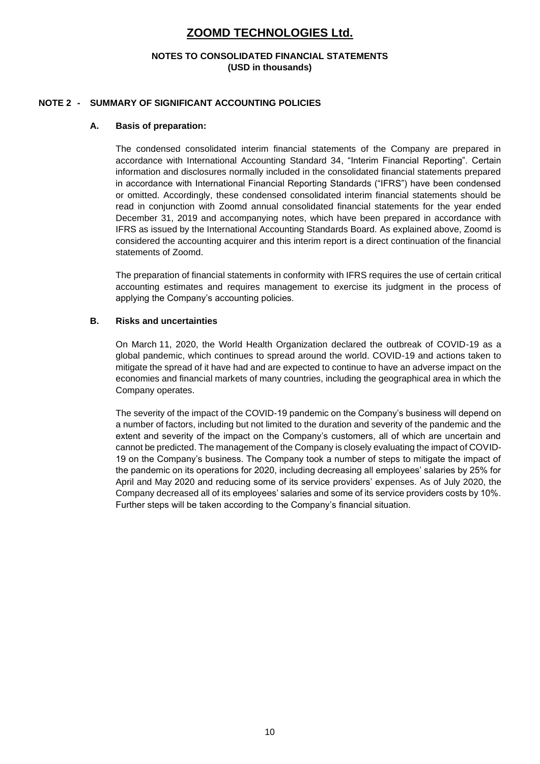# ZOOMD TECHNOLOGIES Ltd.

**NOTES TO CONSOLIDATED FINANCIAL STATEMENTS**
**(USD in thousands)**

## NOTE 2 - SUMMARY OF SIGNIFICANT ACCOUNTING POLICIES

### A. Basis of preparation:

The condensed consolidated interim financial statements of the Company are prepared in accordance with International Accounting Standard 34, "Interim Financial Reporting". Certain information and disclosures normally included in the consolidated financial statements prepared in accordance with International Financial Reporting Standards ("IFRS") have been condensed or omitted. Accordingly, these condensed consolidated interim financial statements should be read in conjunction with Zoomd annual consolidated financial statements for the year ended December 31, 2019 and accompanying notes, which have been prepared in accordance with IFRS as issued by the International Accounting Standards Board. As explained above, Zoomd is considered the accounting acquirer and this interim report is a direct continuation of the financial statements of Zoomd.

The preparation of financial statements in conformity with IFRS requires the use of certain critical accounting estimates and requires management to exercise its judgment in the process of applying the Company's accounting policies.

### B. Risks and uncertainties

On March 11, 2020, the World Health Organization declared the outbreak of COVID-19 as a global pandemic, which continues to spread around the world. COVID-19 and actions taken to mitigate the spread of it have had and are expected to continue to have an adverse impact on the economies and financial markets of many countries, including the geographical area in which the Company operates.

The severity of the impact of the COVID-19 pandemic on the Company's business will depend on a number of factors, including but not limited to the duration and severity of the pandemic and the extent and severity of the impact on the Company's customers, all of which are uncertain and cannot be predicted. The management of the Company is closely evaluating the impact of COVID-19 on the Company's business. The Company took a number of steps to mitigate the impact of the pandemic on its operations for 2020, including decreasing all employees' salaries by 25% for April and May 2020 and reducing some of its service providers' expenses. As of July 2020, the Company decreased all of its employees' salaries and some of its service providers costs by 10%. Further steps will be taken according to the Company's financial situation.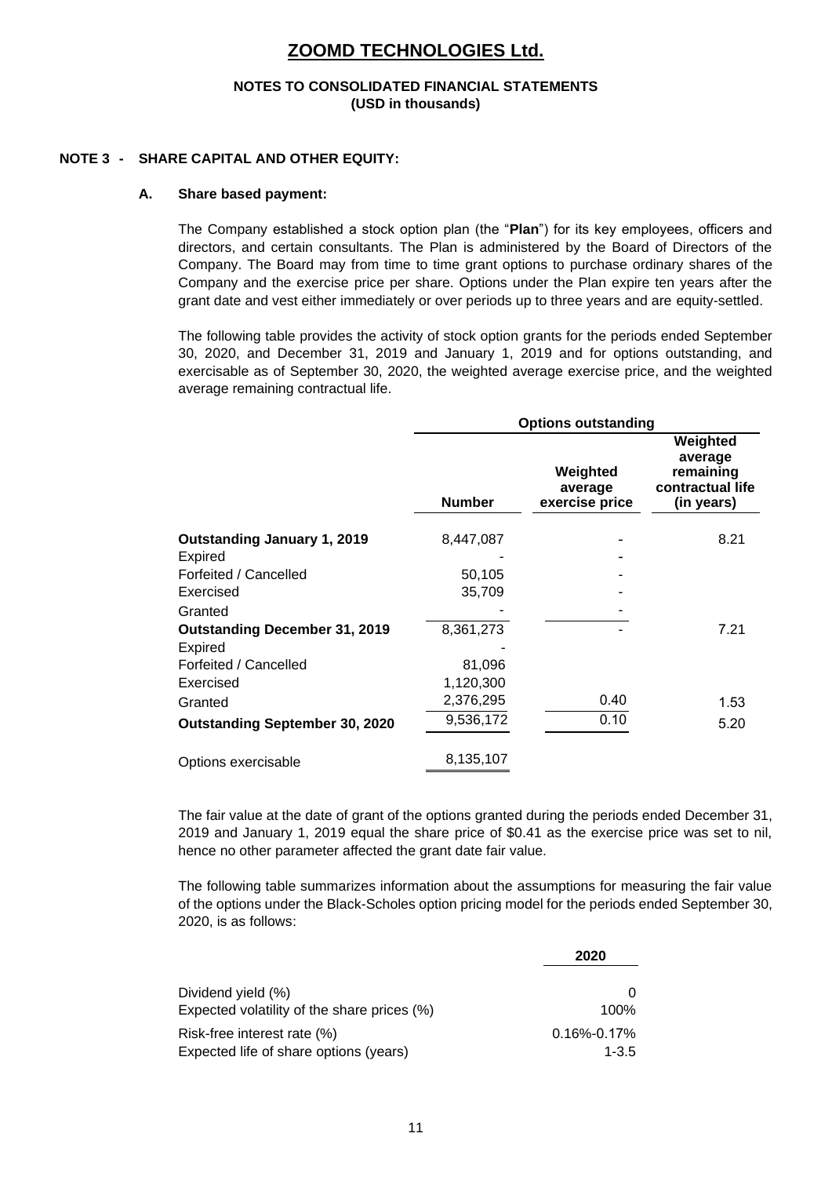# ZOOMD TECHNOLOGIES Ltd.

**NOTES TO CONSOLIDATED FINANCIAL STATEMENTS**
**(USD in thousands)**

**NOTE 3 - SHARE CAPITAL AND OTHER EQUITY:**

**A. Share based payment:**

The Company established a stock option plan (the "**Plan**") for its key employees, officers and directors, and certain consultants. The Plan is administered by the Board of Directors of the Company. The Board may from time to time grant options to purchase ordinary shares of the Company and the exercise price per share. Options under the Plan expire ten years after the grant date and vest either immediately or over periods up to three years and are equity-settled.

The following table provides the activity of stock option grants for the periods ended September 30, 2020, and December 31, 2019 and January 1, 2019 and for options outstanding, and exercisable as of September 30, 2020, the weighted average exercise price, and the weighted average remaining contractual life.

| | Options outstanding | | |
|---|---|---|---|
| | **Number** | **Weighted average exercise price** | **Weighted average remaining contractual life (in years)** |
| **Outstanding January 1, 2019** | 8,447,087 | - | 8.21 |
| Expired | - | - | |
| Forfeited / Cancelled | 50,105 | - | |
| Exercised | 35,709 | - | |
| Granted | - | - | |
| **Outstanding December 31, 2019** | 8,361,273 | - | 7.21 |
| Expired | - | | |
| Forfeited / Cancelled | 81,096 | | |
| Exercised | 1,120,300 | | |
| Granted | 2,376,295 | 0.40 | 1.53 |
| **Outstanding September 30, 2020** | 9,536,172 | 0.10 | 5.20 |
| Options exercisable | 8,135,107 | | |

The fair value at the date of grant of the options granted during the periods ended December 31, 2019 and January 1, 2019 equal the share price of $0.41 as the exercise price was set to nil, hence no other parameter affected the grant date fair value.

The following table summarizes information about the assumptions for measuring the fair value of the options under the Black-Scholes option pricing model for the periods ended September 30, 2020, is as follows:

| | **2020** |
|---|---|
| Dividend yield (%) | 0 |
| Expected volatility of the share prices (%) | 100% |
| Risk-free interest rate (%) | 0.16%-0.17% |
| Expected life of share options (years) | 1-3.5 |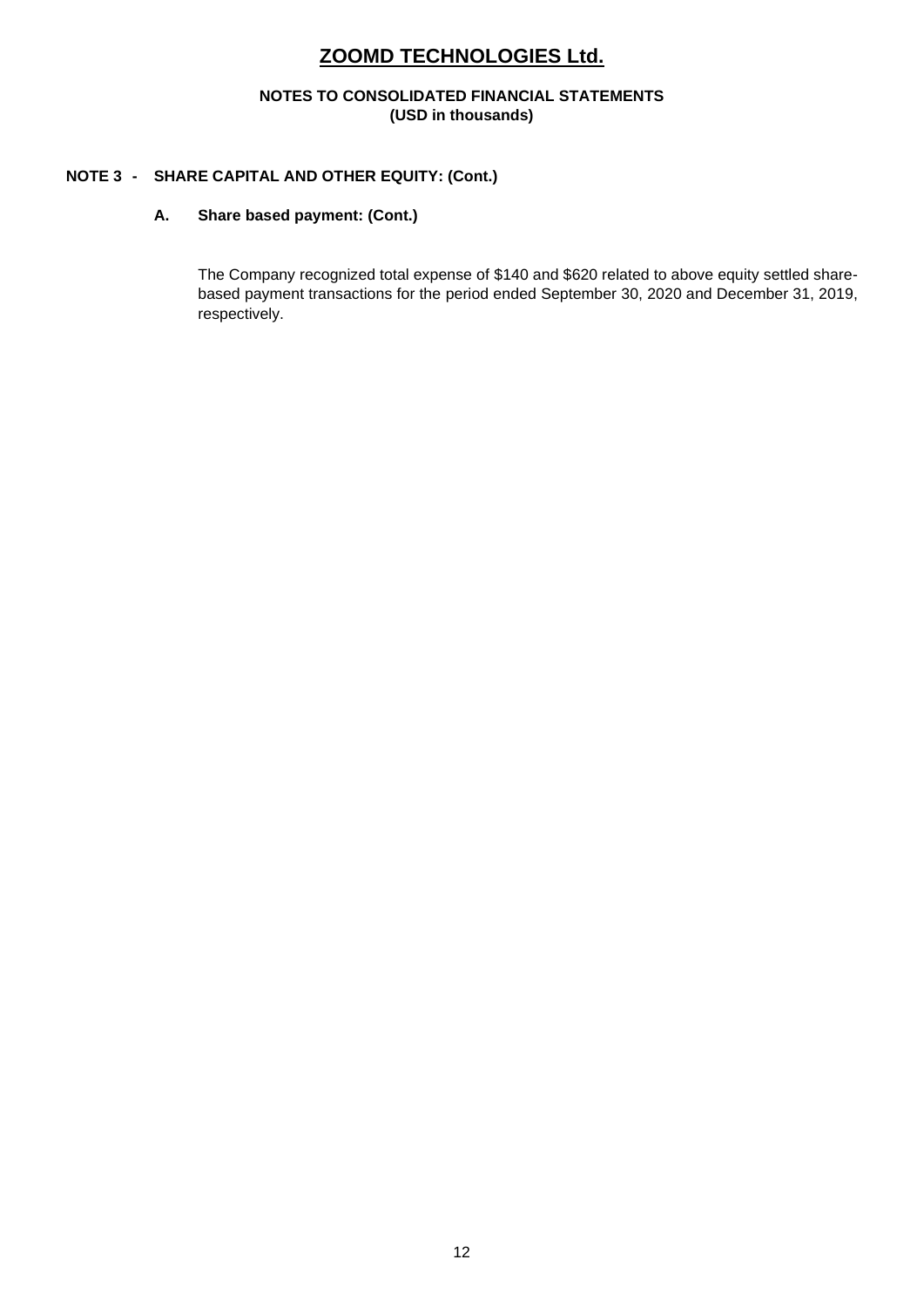# ZOOMD TECHNOLOGIES Ltd.

**NOTES TO CONSOLIDATED FINANCIAL STATEMENTS**
**(USD in thousands)**

**NOTE 3 - SHARE CAPITAL AND OTHER EQUITY: (Cont.)**

**A. Share based payment: (Cont.)**

The Company recognized total expense of $140 and $620 related to above equity settled share-based payment transactions for the period ended September 30, 2020 and December 31, 2019, respectively.